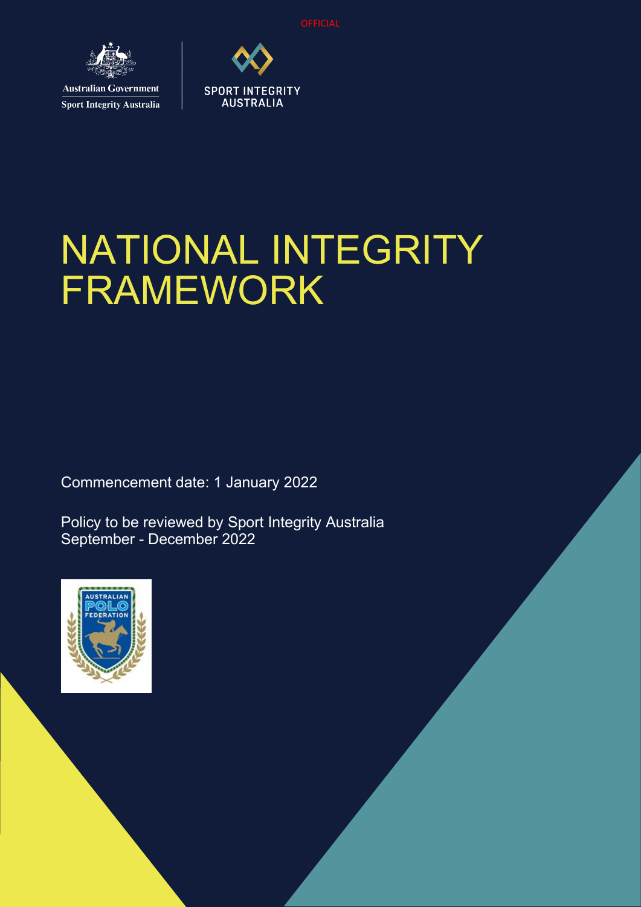OFFICIAL

Australian Government

Sport Integrity Australia

SPORT INTEGRITY AUSTRALIA

# NATIONAL INTEGRITY FRAMEWORK

Commencement date: 1 January 2022

Policy to be reviewed by Sport Integrity Australia September - December 2022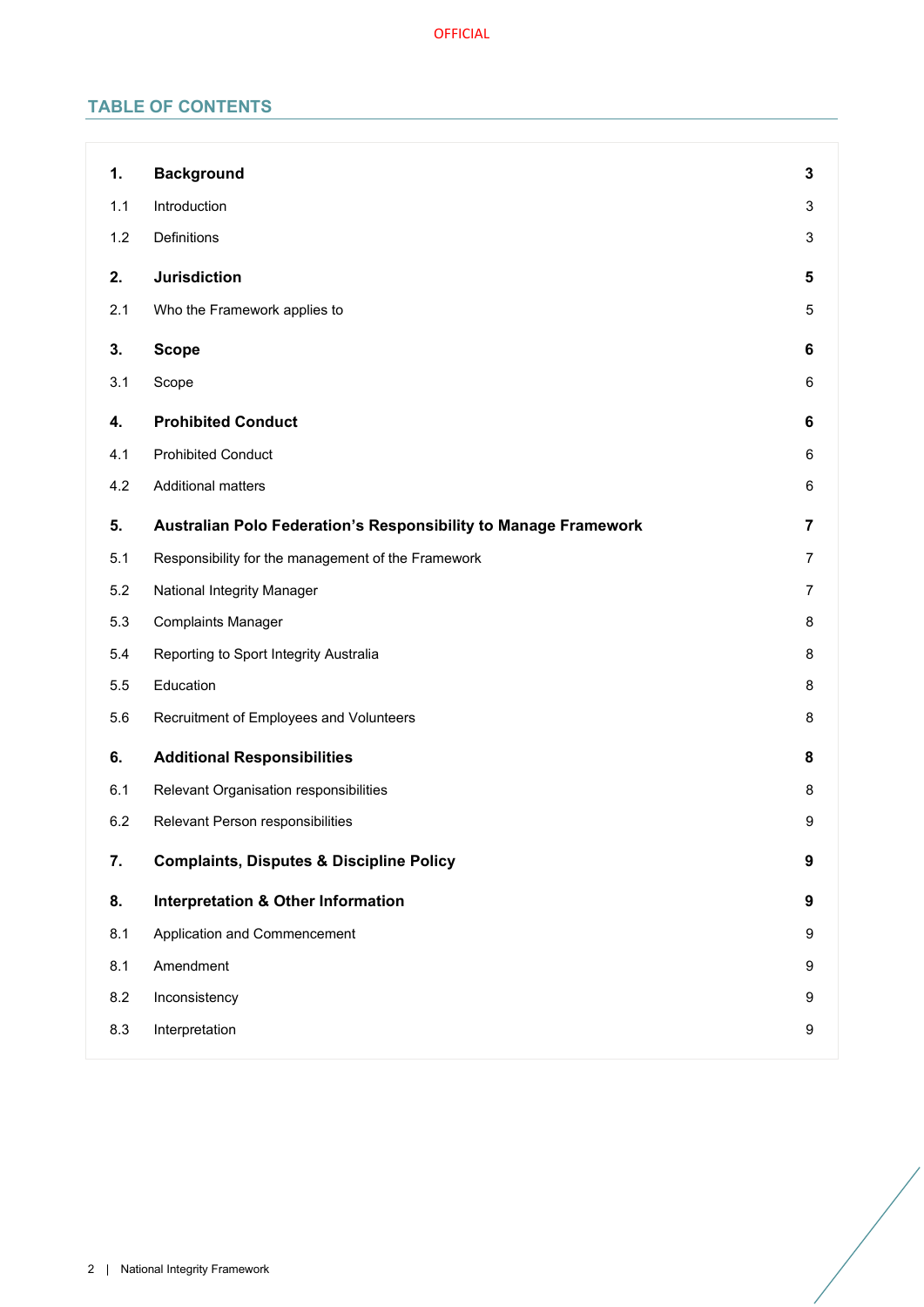## TABLE OF CONTENTS

| | | |
|---|---|---|
| **1.** | **Background** | **3** |
| 1.1 | Introduction | 3 |
| 1.2 | Definitions | 3 |
| **2.** | **Jurisdiction** | **5** |
| 2.1 | Who the Framework applies to | 5 |
| **3.** | **Scope** | **6** |
| 3.1 | Scope | 6 |
| **4.** | **Prohibited Conduct** | **6** |
| 4.1 | Prohibited Conduct | 6 |
| 4.2 | Additional matters | 6 |
| **5.** | **Australian Polo Federation's Responsibility to Manage Framework** | **7** |
| 5.1 | Responsibility for the management of the Framework | 7 |
| 5.2 | National Integrity Manager | 7 |
| 5.3 | Complaints Manager | 8 |
| 5.4 | Reporting to Sport Integrity Australia | 8 |
| 5.5 | Education | 8 |
| 5.6 | Recruitment of Employees and Volunteers | 8 |
| **6.** | **Additional Responsibilities** | **8** |
| 6.1 | Relevant Organisation responsibilities | 8 |
| 6.2 | Relevant Person responsibilities | 9 |
| **7.** | **Complaints, Disputes & Discipline Policy** | **9** |
| **8.** | **Interpretation & Other Information** | **9** |
| 8.1 | Application and Commencement | 9 |
| 8.1 | Amendment | 9 |
| 8.2 | Inconsistency | 9 |
| 8.3 | Interpretation | 9 |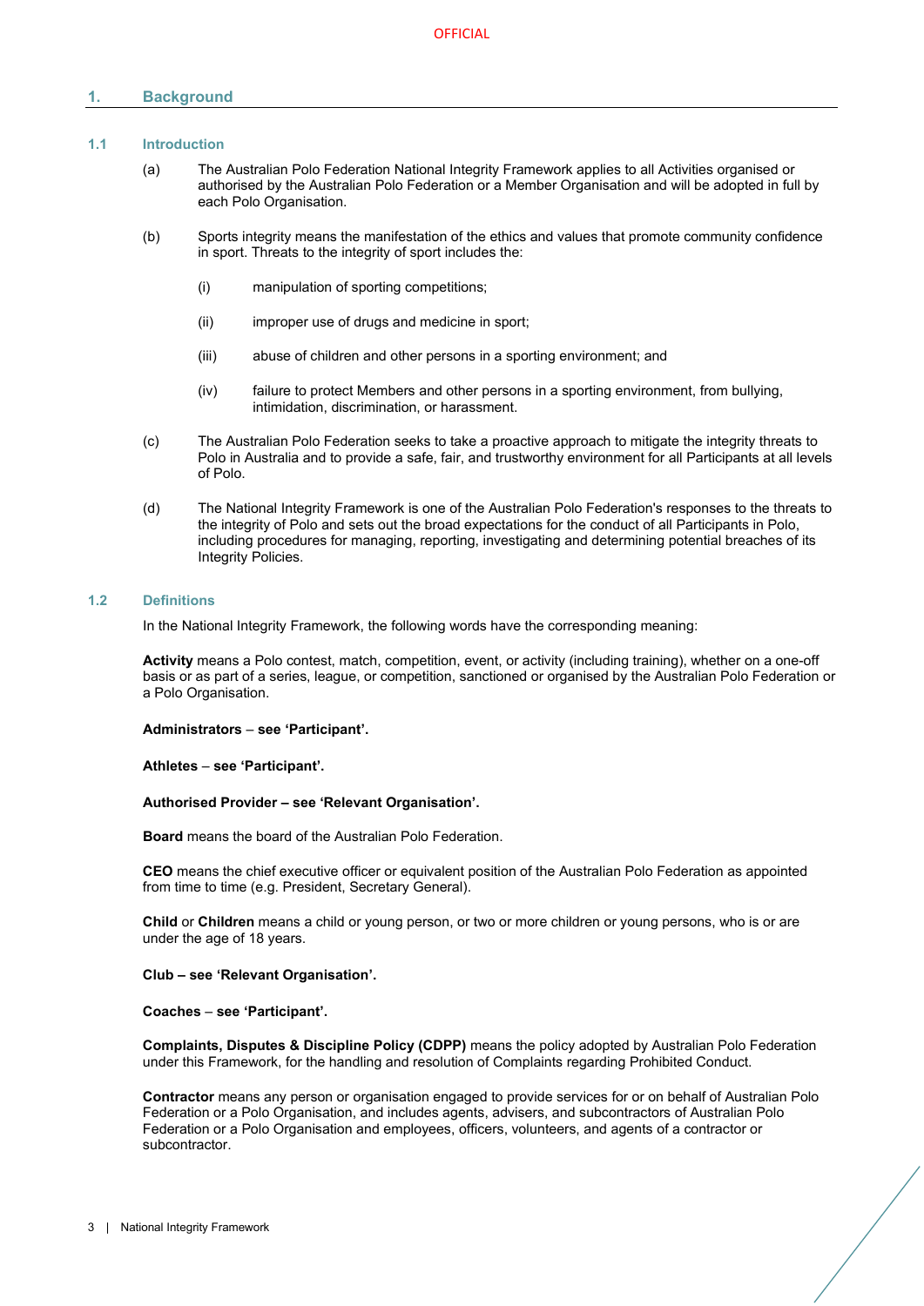# 1. Background

## 1.1 Introduction

(a) The Australian Polo Federation National Integrity Framework applies to all Activities organised or authorised by the Australian Polo Federation or a Member Organisation and will be adopted in full by each Polo Organisation.

(b) Sports integrity means the manifestation of the ethics and values that promote community confidence in sport. Threats to the integrity of sport includes the:

- (i) manipulation of sporting competitions;
- (ii) improper use of drugs and medicine in sport;
- (iii) abuse of children and other persons in a sporting environment; and
- (iv) failure to protect Members and other persons in a sporting environment, from bullying, intimidation, discrimination, or harassment.

(c) The Australian Polo Federation seeks to take a proactive approach to mitigate the integrity threats to Polo in Australia and to provide a safe, fair, and trustworthy environment for all Participants at all levels of Polo.

(d) The National Integrity Framework is one of the Australian Polo Federation's responses to the threats to the integrity of Polo and sets out the broad expectations for the conduct of all Participants in Polo, including procedures for managing, reporting, investigating and determining potential breaches of its Integrity Policies.

## 1.2 Definitions

In the National Integrity Framework, the following words have the corresponding meaning:

**Activity** means a Polo contest, match, competition, event, or activity (including training), whether on a one-off basis or as part of a series, league, or competition, sanctioned or organised by the Australian Polo Federation or a Polo Organisation.

**Administrators – see 'Participant'.**

**Athletes – see 'Participant'.**

**Authorised Provider – see 'Relevant Organisation'.**

**Board** means the board of the Australian Polo Federation.

**CEO** means the chief executive officer or equivalent position of the Australian Polo Federation as appointed from time to time (e.g. President, Secretary General).

**Child** or **Children** means a child or young person, or two or more children or young persons, who is or are under the age of 18 years.

**Club – see 'Relevant Organisation'.**

**Coaches – see 'Participant'.**

**Complaints, Disputes & Discipline Policy (CDPP)** means the policy adopted by Australian Polo Federation under this Framework, for the handling and resolution of Complaints regarding Prohibited Conduct.

**Contractor** means any person or organisation engaged to provide services for or on behalf of Australian Polo Federation or a Polo Organisation, and includes agents, advisers, and subcontractors of Australian Polo Federation or a Polo Organisation and employees, officers, volunteers, and agents of a contractor or subcontractor.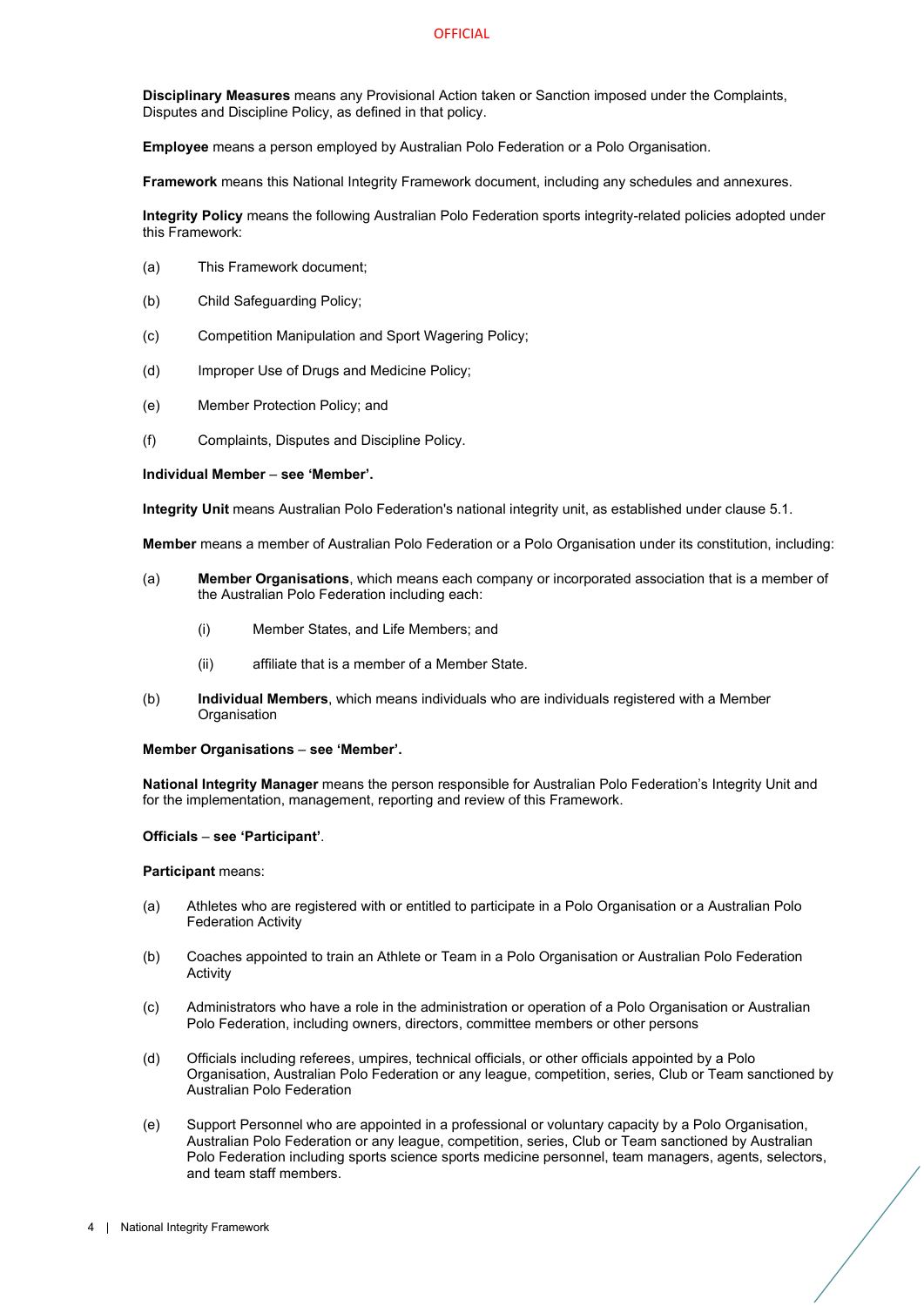**Disciplinary Measures** means any Provisional Action taken or Sanction imposed under the Complaints, Disputes and Discipline Policy, as defined in that policy.

**Employee** means a person employed by Australian Polo Federation or a Polo Organisation.

**Framework** means this National Integrity Framework document, including any schedules and annexures.

**Integrity Policy** means the following Australian Polo Federation sports integrity-related policies adopted under this Framework:

(a) This Framework document;

(b) Child Safeguarding Policy;

(c) Competition Manipulation and Sport Wagering Policy;

(d) Improper Use of Drugs and Medicine Policy;

(e) Member Protection Policy; and

(f) Complaints, Disputes and Discipline Policy.

**Individual Member – see 'Member'.**

**Integrity Unit** means Australian Polo Federation's national integrity unit, as established under clause 5.1.

**Member** means a member of Australian Polo Federation or a Polo Organisation under its constitution, including:

(a) **Member Organisations**, which means each company or incorporated association that is a member of the Australian Polo Federation including each:

  (i) Member States, and Life Members; and

  (ii) affiliate that is a member of a Member State.

(b) **Individual Members**, which means individuals who are individuals registered with a Member Organisation

**Member Organisations – see 'Member'.**

**National Integrity Manager** means the person responsible for Australian Polo Federation's Integrity Unit and for the implementation, management, reporting and review of this Framework.

**Officials – see 'Participant'**.

**Participant** means:

(a) Athletes who are registered with or entitled to participate in a Polo Organisation or a Australian Polo Federation Activity

(b) Coaches appointed to train an Athlete or Team in a Polo Organisation or Australian Polo Federation Activity

(c) Administrators who have a role in the administration or operation of a Polo Organisation or Australian Polo Federation, including owners, directors, committee members or other persons

(d) Officials including referees, umpires, technical officials, or other officials appointed by a Polo Organisation, Australian Polo Federation or any league, competition, series, Club or Team sanctioned by Australian Polo Federation

(e) Support Personnel who are appointed in a professional or voluntary capacity by a Polo Organisation, Australian Polo Federation or any league, competition, series, Club or Team sanctioned by Australian Polo Federation including sports science sports medicine personnel, team managers, agents, selectors, and team staff members.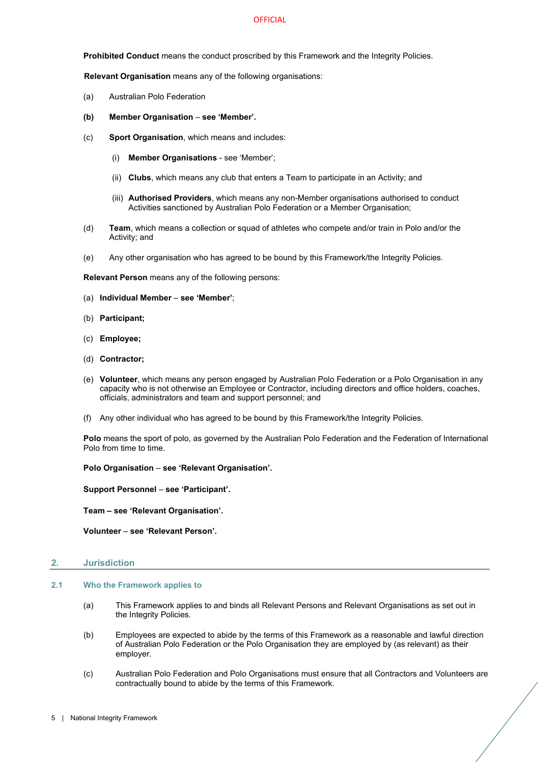**Prohibited Conduct** means the conduct proscribed by this Framework and the Integrity Policies.

**Relevant Organisation** means any of the following organisations:

(a) Australian Polo Federation

**(b) Member Organisation – see 'Member'.**

(c) **Sport Organisation**, which means and includes:

   (i) **Member Organisations** - see 'Member';

   (ii) **Clubs**, which means any club that enters a Team to participate in an Activity; and

   (iii) **Authorised Providers**, which means any non-Member organisations authorised to conduct Activities sanctioned by Australian Polo Federation or a Member Organisation;

(d) **Team**, which means a collection or squad of athletes who compete and/or train in Polo and/or the Activity; and

(e) Any other organisation who has agreed to be bound by this Framework/the Integrity Policies.

**Relevant Person** means any of the following persons:

(a) **Individual Member – see 'Member'**;

(b) **Participant;**

(c) **Employee;**

(d) **Contractor;**

(e) **Volunteer**, which means any person engaged by Australian Polo Federation or a Polo Organisation in any capacity who is not otherwise an Employee or Contractor, including directors and office holders, coaches, officials, administrators and team and support personnel; and

(f) Any other individual who has agreed to be bound by this Framework/the Integrity Policies.

**Polo** means the sport of polo, as governed by the Australian Polo Federation and the Federation of International Polo from time to time.

**Polo Organisation – see 'Relevant Organisation'.**

**Support Personnel – see 'Participant'.**

**Team – see 'Relevant Organisation'.**

**Volunteer – see 'Relevant Person'.**

## 2. Jurisdiction

### 2.1 Who the Framework applies to

(a) This Framework applies to and binds all Relevant Persons and Relevant Organisations as set out in the Integrity Policies.

(b) Employees are expected to abide by the terms of this Framework as a reasonable and lawful direction of Australian Polo Federation or the Polo Organisation they are employed by (as relevant) as their employer.

(c) Australian Polo Federation and Polo Organisations must ensure that all Contractors and Volunteers are contractually bound to abide by the terms of this Framework.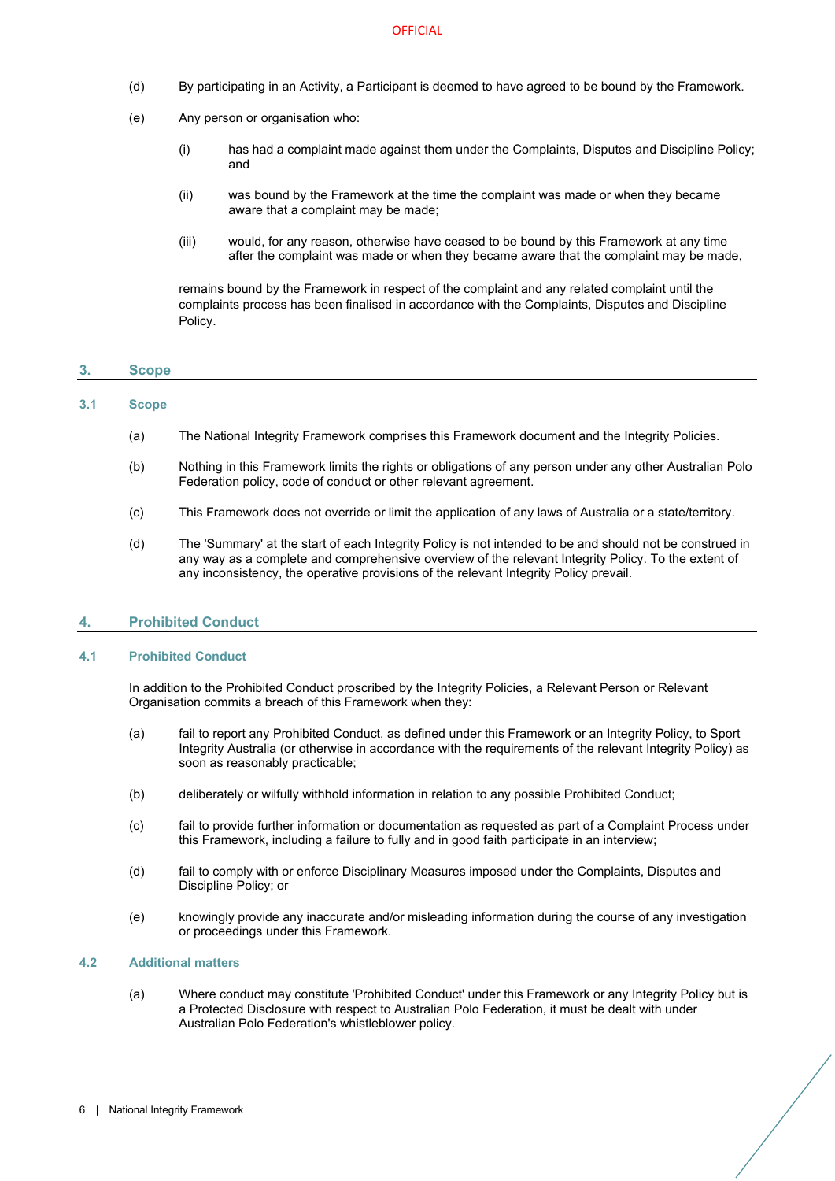(d) By participating in an Activity, a Participant is deemed to have agreed to be bound by the Framework.

(e) Any person or organisation who:

(i) has had a complaint made against them under the Complaints, Disputes and Discipline Policy; and

(ii) was bound by the Framework at the time the complaint was made or when they became aware that a complaint may be made;

(iii) would, for any reason, otherwise have ceased to be bound by this Framework at any time after the complaint was made or when they became aware that the complaint may be made,

remains bound by the Framework in respect of the complaint and any related complaint until the complaints process has been finalised in accordance with the Complaints, Disputes and Discipline Policy.

## 3. Scope

### 3.1 Scope

(a) The National Integrity Framework comprises this Framework document and the Integrity Policies.

(b) Nothing in this Framework limits the rights or obligations of any person under any other Australian Polo Federation policy, code of conduct or other relevant agreement.

(c) This Framework does not override or limit the application of any laws of Australia or a state/territory.

(d) The 'Summary' at the start of each Integrity Policy is not intended to be and should not be construed in any way as a complete and comprehensive overview of the relevant Integrity Policy. To the extent of any inconsistency, the operative provisions of the relevant Integrity Policy prevail.

## 4. Prohibited Conduct

### 4.1 Prohibited Conduct

In addition to the Prohibited Conduct proscribed by the Integrity Policies, a Relevant Person or Relevant Organisation commits a breach of this Framework when they:

(a) fail to report any Prohibited Conduct, as defined under this Framework or an Integrity Policy, to Sport Integrity Australia (or otherwise in accordance with the requirements of the relevant Integrity Policy) as soon as reasonably practicable;

(b) deliberately or wilfully withhold information in relation to any possible Prohibited Conduct;

(c) fail to provide further information or documentation as requested as part of a Complaint Process under this Framework, including a failure to fully and in good faith participate in an interview;

(d) fail to comply with or enforce Disciplinary Measures imposed under the Complaints, Disputes and Discipline Policy; or

(e) knowingly provide any inaccurate and/or misleading information during the course of any investigation or proceedings under this Framework.

### 4.2 Additional matters

(a) Where conduct may constitute 'Prohibited Conduct' under this Framework or any Integrity Policy but is a Protected Disclosure with respect to Australian Polo Federation, it must be dealt with under Australian Polo Federation's whistleblower policy.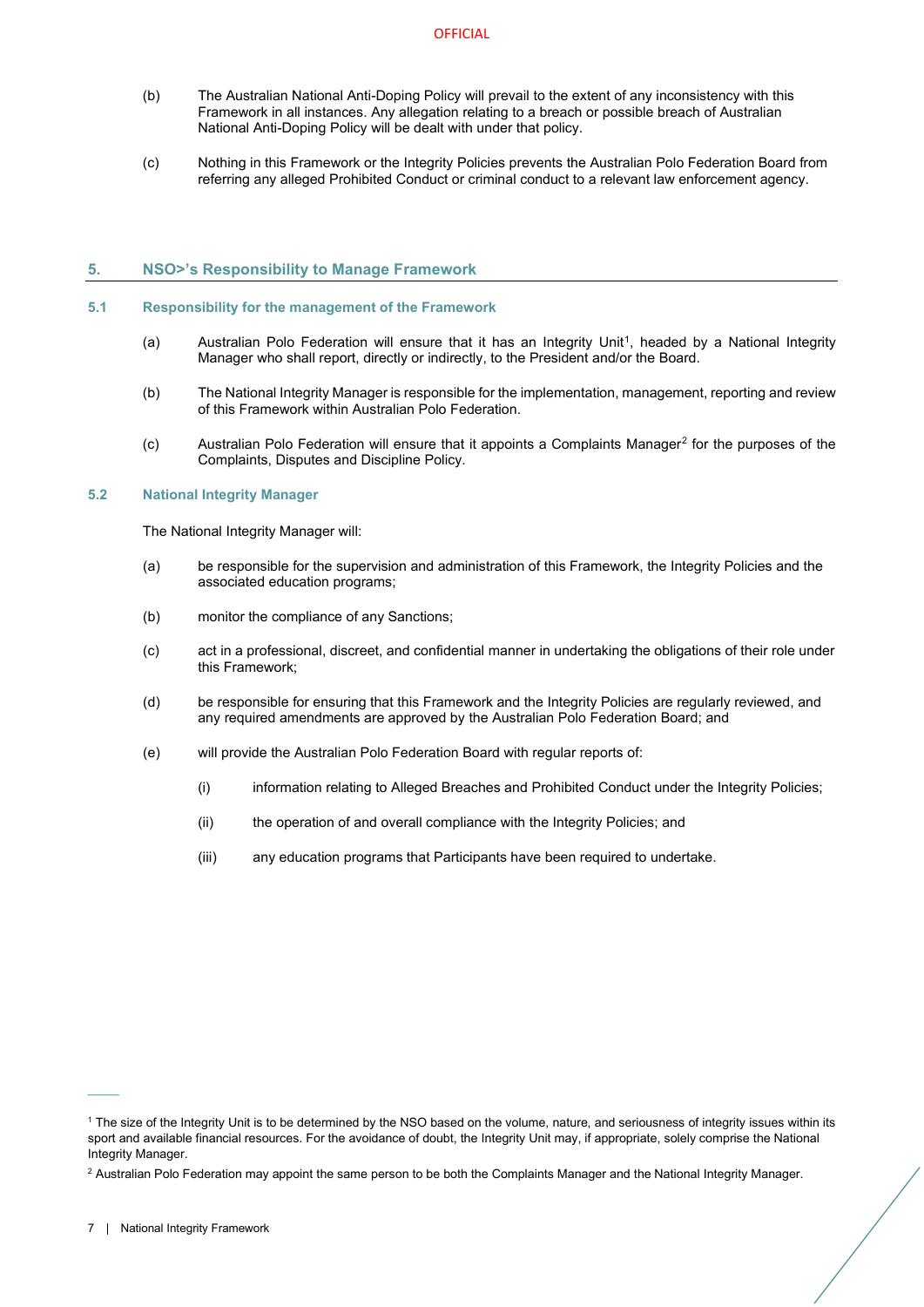(b) The Australian National Anti-Doping Policy will prevail to the extent of any inconsistency with this Framework in all instances. Any allegation relating to a breach or possible breach of Australian National Anti-Doping Policy will be dealt with under that policy.

(c) Nothing in this Framework or the Integrity Policies prevents the Australian Polo Federation Board from referring any alleged Prohibited Conduct or criminal conduct to a relevant law enforcement agency.

## 5. NSO>'s Responsibility to Manage Framework

### 5.1 Responsibility for the management of the Framework

(a) Australian Polo Federation will ensure that it has an Integrity Unit[1], headed by a National Integrity Manager who shall report, directly or indirectly, to the President and/or the Board.

(b) The National Integrity Manager is responsible for the implementation, management, reporting and review of this Framework within Australian Polo Federation.

(c) Australian Polo Federation will ensure that it appoints a Complaints Manager[2] for the purposes of the Complaints, Disputes and Discipline Policy.

### 5.2 National Integrity Manager

The National Integrity Manager will:

(a) be responsible for the supervision and administration of this Framework, the Integrity Policies and the associated education programs;

(b) monitor the compliance of any Sanctions;

(c) act in a professional, discreet, and confidential manner in undertaking the obligations of their role under this Framework;

(d) be responsible for ensuring that this Framework and the Integrity Policies are regularly reviewed, and any required amendments are approved by the Australian Polo Federation Board; and

(e) will provide the Australian Polo Federation Board with regular reports of:

 (i) information relating to Alleged Breaches and Prohibited Conduct under the Integrity Policies;

 (ii) the operation of and overall compliance with the Integrity Policies; and

 (iii) any education programs that Participants have been required to undertake.

---

[1] The size of the Integrity Unit is to be determined by the NSO based on the volume, nature, and seriousness of integrity issues within its sport and available financial resources. For the avoidance of doubt, the Integrity Unit may, if appropriate, solely comprise the National Integrity Manager.

[2] Australian Polo Federation may appoint the same person to be both the Complaints Manager and the National Integrity Manager.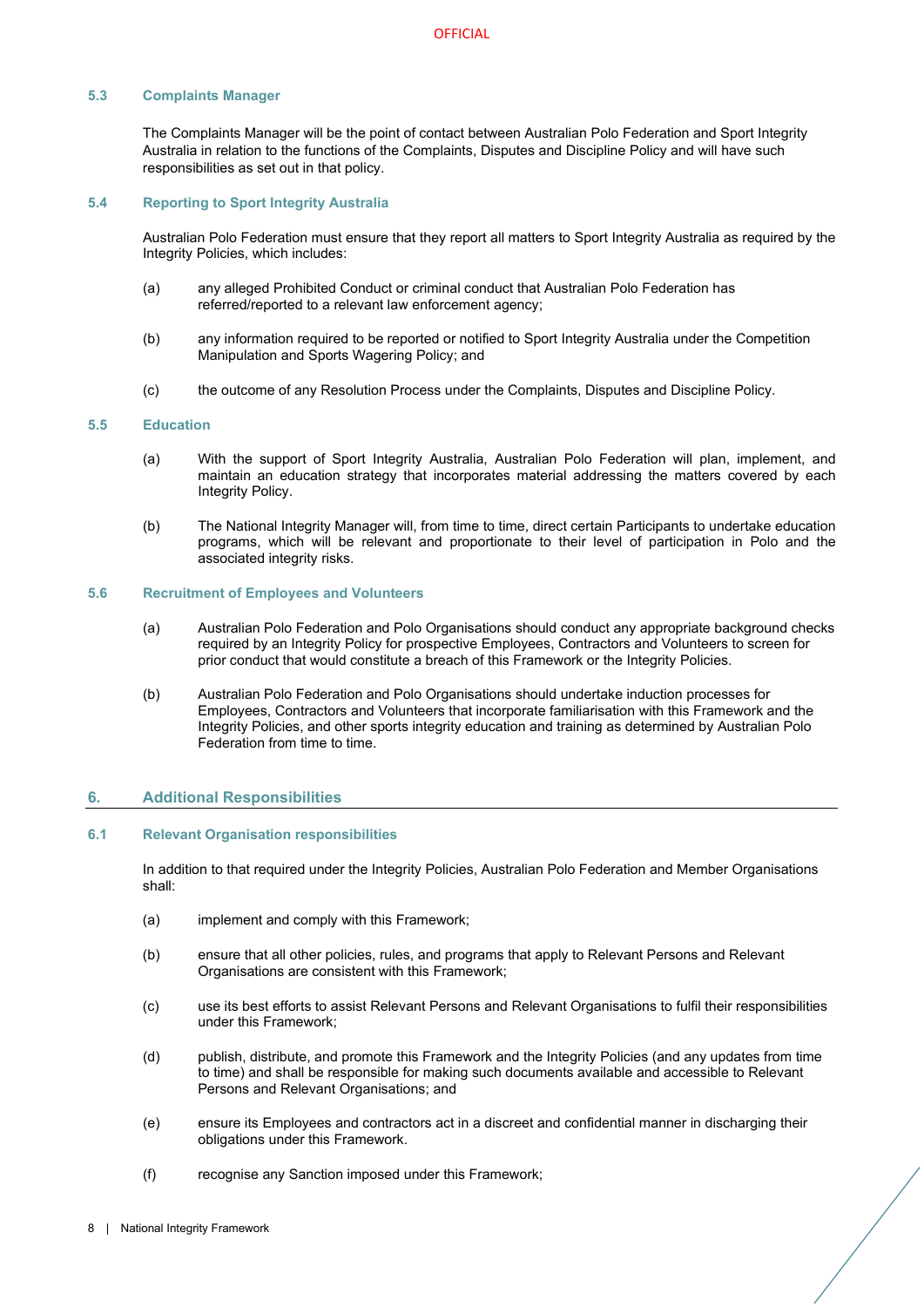### 5.3 Complaints Manager

The Complaints Manager will be the point of contact between Australian Polo Federation and Sport Integrity Australia in relation to the functions of the Complaints, Disputes and Discipline Policy and will have such responsibilities as set out in that policy.

### 5.4 Reporting to Sport Integrity Australia

Australian Polo Federation must ensure that they report all matters to Sport Integrity Australia as required by the Integrity Policies, which includes:

(a) any alleged Prohibited Conduct or criminal conduct that Australian Polo Federation has referred/reported to a relevant law enforcement agency;

(b) any information required to be reported or notified to Sport Integrity Australia under the Competition Manipulation and Sports Wagering Policy; and

(c) the outcome of any Resolution Process under the Complaints, Disputes and Discipline Policy.

### 5.5 Education

(a) With the support of Sport Integrity Australia, Australian Polo Federation will plan, implement, and maintain an education strategy that incorporates material addressing the matters covered by each Integrity Policy.

(b) The National Integrity Manager will, from time to time, direct certain Participants to undertake education programs, which will be relevant and proportionate to their level of participation in Polo and the associated integrity risks.

### 5.6 Recruitment of Employees and Volunteers

(a) Australian Polo Federation and Polo Organisations should conduct any appropriate background checks required by an Integrity Policy for prospective Employees, Contractors and Volunteers to screen for prior conduct that would constitute a breach of this Framework or the Integrity Policies.

(b) Australian Polo Federation and Polo Organisations should undertake induction processes for Employees, Contractors and Volunteers that incorporate familiarisation with this Framework and the Integrity Policies, and other sports integrity education and training as determined by Australian Polo Federation from time to time.

## 6. Additional Responsibilities

### 6.1 Relevant Organisation responsibilities

In addition to that required under the Integrity Policies, Australian Polo Federation and Member Organisations shall:

(a) implement and comply with this Framework;

(b) ensure that all other policies, rules, and programs that apply to Relevant Persons and Relevant Organisations are consistent with this Framework;

(c) use its best efforts to assist Relevant Persons and Relevant Organisations to fulfil their responsibilities under this Framework;

(d) publish, distribute, and promote this Framework and the Integrity Policies (and any updates from time to time) and shall be responsible for making such documents available and accessible to Relevant Persons and Relevant Organisations; and

(e) ensure its Employees and contractors act in a discreet and confidential manner in discharging their obligations under this Framework.

(f) recognise any Sanction imposed under this Framework;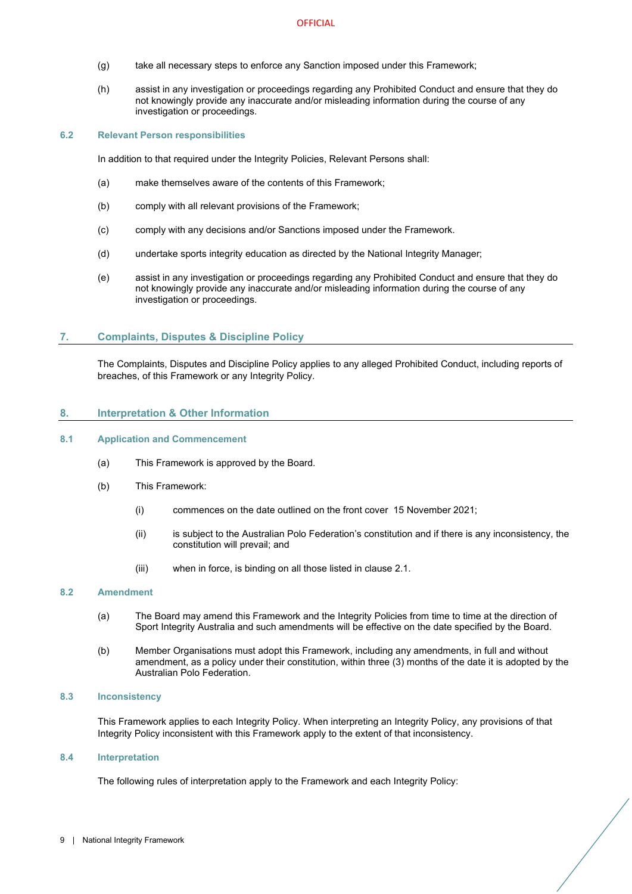(g) take all necessary steps to enforce any Sanction imposed under this Framework;

(h) assist in any investigation or proceedings regarding any Prohibited Conduct and ensure that they do not knowingly provide any inaccurate and/or misleading information during the course of any investigation or proceedings.

### 6.2 Relevant Person responsibilities

In addition to that required under the Integrity Policies, Relevant Persons shall:

(a) make themselves aware of the contents of this Framework;

(b) comply with all relevant provisions of the Framework;

(c) comply with any decisions and/or Sanctions imposed under the Framework.

(d) undertake sports integrity education as directed by the National Integrity Manager;

(e) assist in any investigation or proceedings regarding any Prohibited Conduct and ensure that they do not knowingly provide any inaccurate and/or misleading information during the course of any investigation or proceedings.

## 7. Complaints, Disputes & Discipline Policy

The Complaints, Disputes and Discipline Policy applies to any alleged Prohibited Conduct, including reports of breaches, of this Framework or any Integrity Policy.

## 8. Interpretation & Other Information

### 8.1 Application and Commencement

(a) This Framework is approved by the Board.

(b) This Framework:

(i) commences on the date outlined on the front cover 15 November 2021;

(ii) is subject to the Australian Polo Federation's constitution and if there is any inconsistency, the constitution will prevail; and

(iii) when in force, is binding on all those listed in clause 2.1.

### 8.2 Amendment

(a) The Board may amend this Framework and the Integrity Policies from time to time at the direction of Sport Integrity Australia and such amendments will be effective on the date specified by the Board.

(b) Member Organisations must adopt this Framework, including any amendments, in full and without amendment, as a policy under their constitution, within three (3) months of the date it is adopted by the Australian Polo Federation.

### 8.3 Inconsistency

This Framework applies to each Integrity Policy. When interpreting an Integrity Policy, any provisions of that Integrity Policy inconsistent with this Framework apply to the extent of that inconsistency.

### 8.4 Interpretation

The following rules of interpretation apply to the Framework and each Integrity Policy: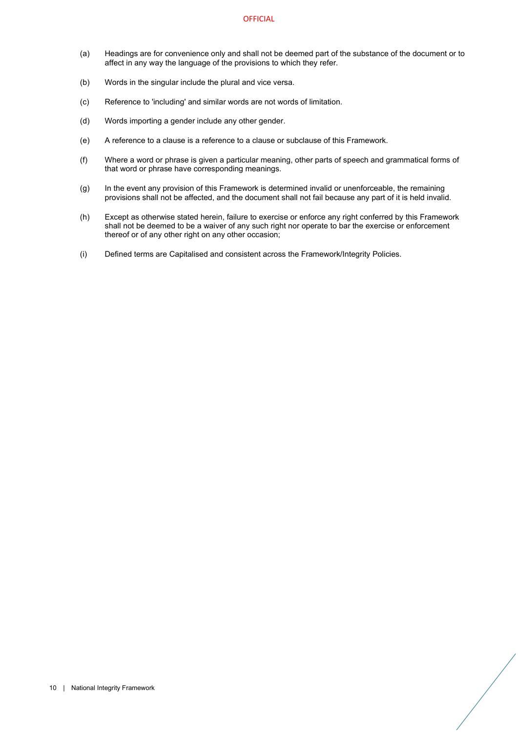(a) Headings are for convenience only and shall not be deemed part of the substance of the document or to affect in any way the language of the provisions to which they refer.

(b) Words in the singular include the plural and vice versa.

(c) Reference to 'including' and similar words are not words of limitation.

(d) Words importing a gender include any other gender.

(e) A reference to a clause is a reference to a clause or subclause of this Framework.

(f) Where a word or phrase is given a particular meaning, other parts of speech and grammatical forms of that word or phrase have corresponding meanings.

(g) In the event any provision of this Framework is determined invalid or unenforceable, the remaining provisions shall not be affected, and the document shall not fail because any part of it is held invalid.

(h) Except as otherwise stated herein, failure to exercise or enforce any right conferred by this Framework shall not be deemed to be a waiver of any such right nor operate to bar the exercise or enforcement thereof or of any other right on any other occasion;

(i) Defined terms are Capitalised and consistent across the Framework/Integrity Policies.